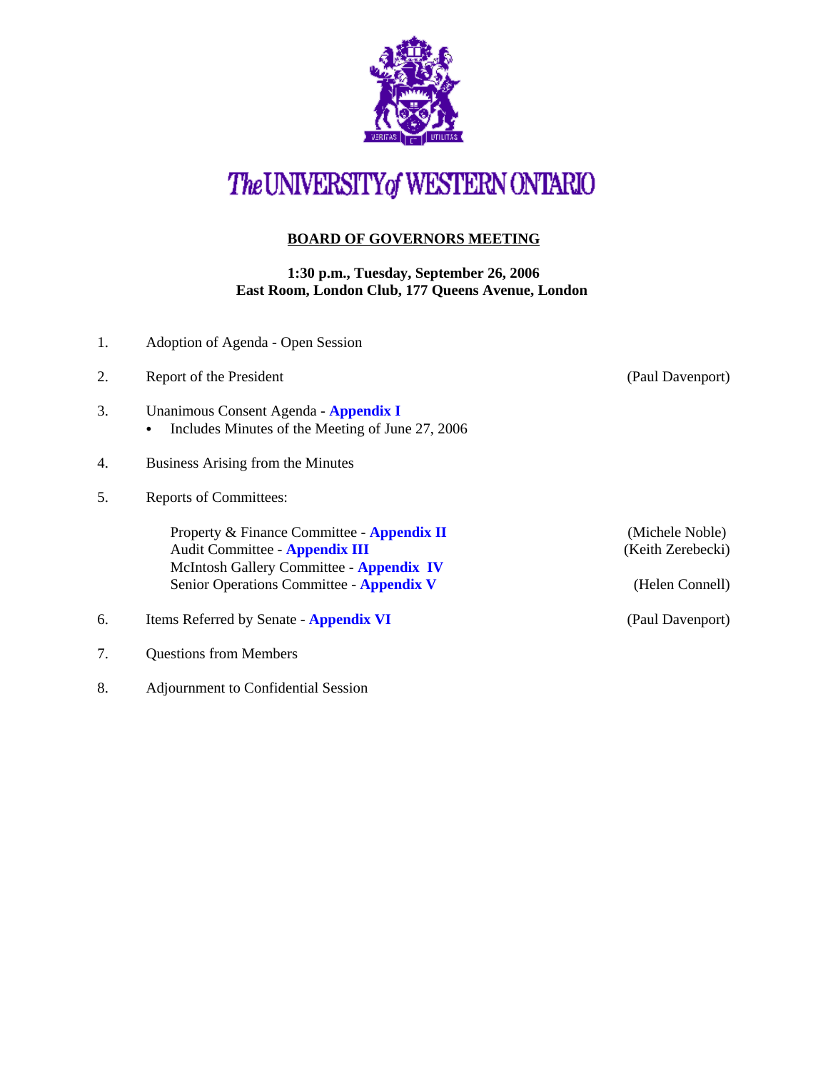# The UNIVERSITY of WESTERN ONTARIO

## BOARD OF GOVERNORS MEETING

**1:30 p.m., Tuesday, September 26, 2006**
**East Room, London Club, 177 Queens Avenue, London**

1. Adoption of Agenda - Open Session

2. Report of the President (Paul Davenport)

3. Unanimous Consent Agenda - **Appendix I**
   - Includes Minutes of the Meeting of June 27, 2006

4. Business Arising from the Minutes

5. Reports of Committees:

   Property & Finance Committee - **Appendix II** (Michele Noble)
   Audit Committee - **Appendix III** (Keith Zerebecki)
   McIntosh Gallery Committee - **Appendix IV**
   Senior Operations Committee - **Appendix V** (Helen Connell)

6. Items Referred by Senate - **Appendix VI** (Paul Davenport)

7. Questions from Members

8. Adjournment to Confidential Session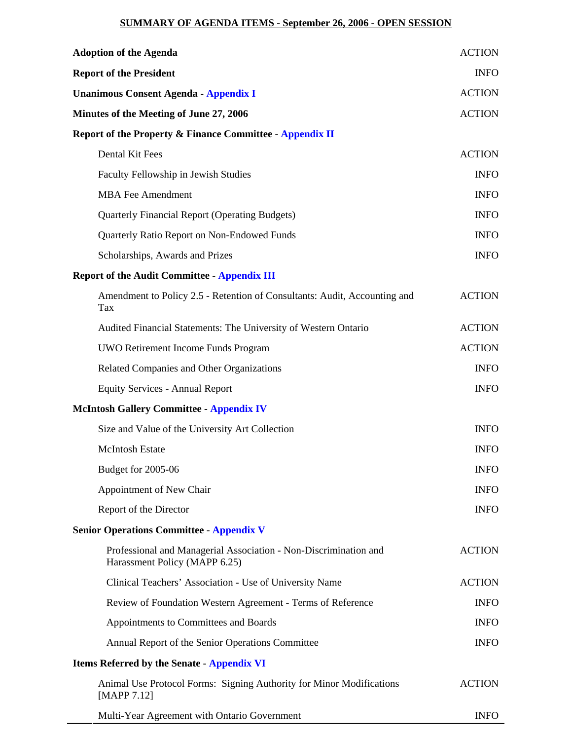## SUMMARY OF AGENDA ITEMS - September 26, 2006 - OPEN SESSION

| Item | Type |
| --- | --- |
| **Adoption of the Agenda** | ACTION |
| **Report of the President** | INFO |
| **Unanimous Consent Agenda - Appendix I** | ACTION |
| **Minutes of the Meeting of June 27, 2006** | ACTION |
| **Report of the Property & Finance Committee - Appendix II** | |
| Dental Kit Fees | ACTION |
| Faculty Fellowship in Jewish Studies | INFO |
| MBA Fee Amendment | INFO |
| Quarterly Financial Report (Operating Budgets) | INFO |
| Quarterly Ratio Report on Non-Endowed Funds | INFO |
| Scholarships, Awards and Prizes | INFO |
| **Report of the Audit Committee - Appendix III** | |
| Amendment to Policy 2.5 - Retention of Consultants: Audit, Accounting and Tax | ACTION |
| Audited Financial Statements: The University of Western Ontario | ACTION |
| UWO Retirement Income Funds Program | ACTION |
| Related Companies and Other Organizations | INFO |
| Equity Services - Annual Report | INFO |
| **McIntosh Gallery Committee - Appendix IV** | |
| Size and Value of the University Art Collection | INFO |
| McIntosh Estate | INFO |
| Budget for 2005-06 | INFO |
| Appointment of New Chair | INFO |
| Report of the Director | INFO |
| **Senior Operations Committee - Appendix V** | |
| Professional and Managerial Association - Non-Discrimination and Harassment Policy (MAPP 6.25) | ACTION |
| Clinical Teachers' Association - Use of University Name | ACTION |
| Review of Foundation Western Agreement - Terms of Reference | INFO |
| Appointments to Committees and Boards | INFO |
| Annual Report of the Senior Operations Committee | INFO |
| **Items Referred by the Senate - Appendix VI** | |
| Animal Use Protocol Forms: Signing Authority for Minor Modifications [MAPP 7.12] | ACTION |
| Multi-Year Agreement with Ontario Government | INFO |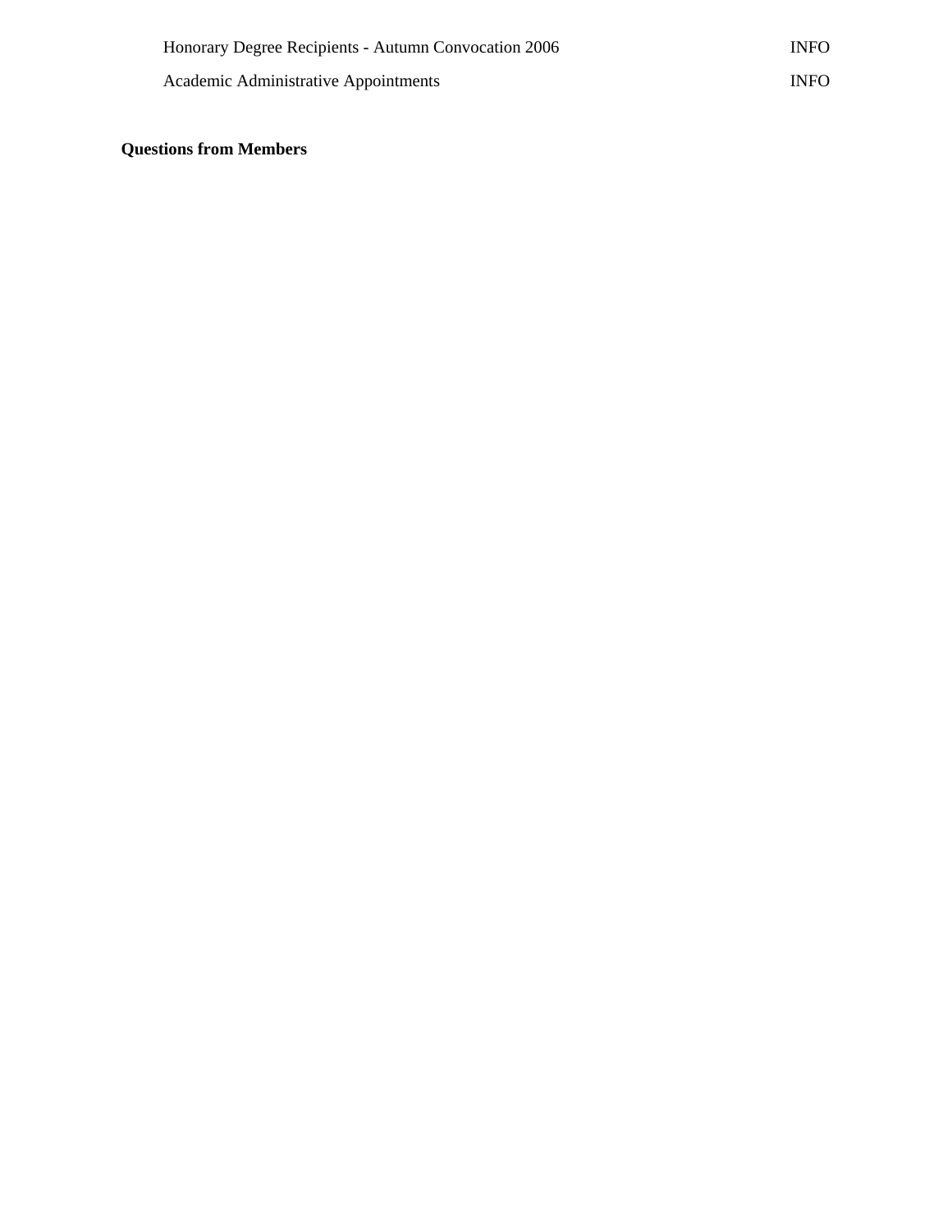| | |
|---|---|
| Honorary Degree Recipients - Autumn Convocation 2006 | INFO |
| Academic Administrative Appointments | INFO |

**Questions from Members**